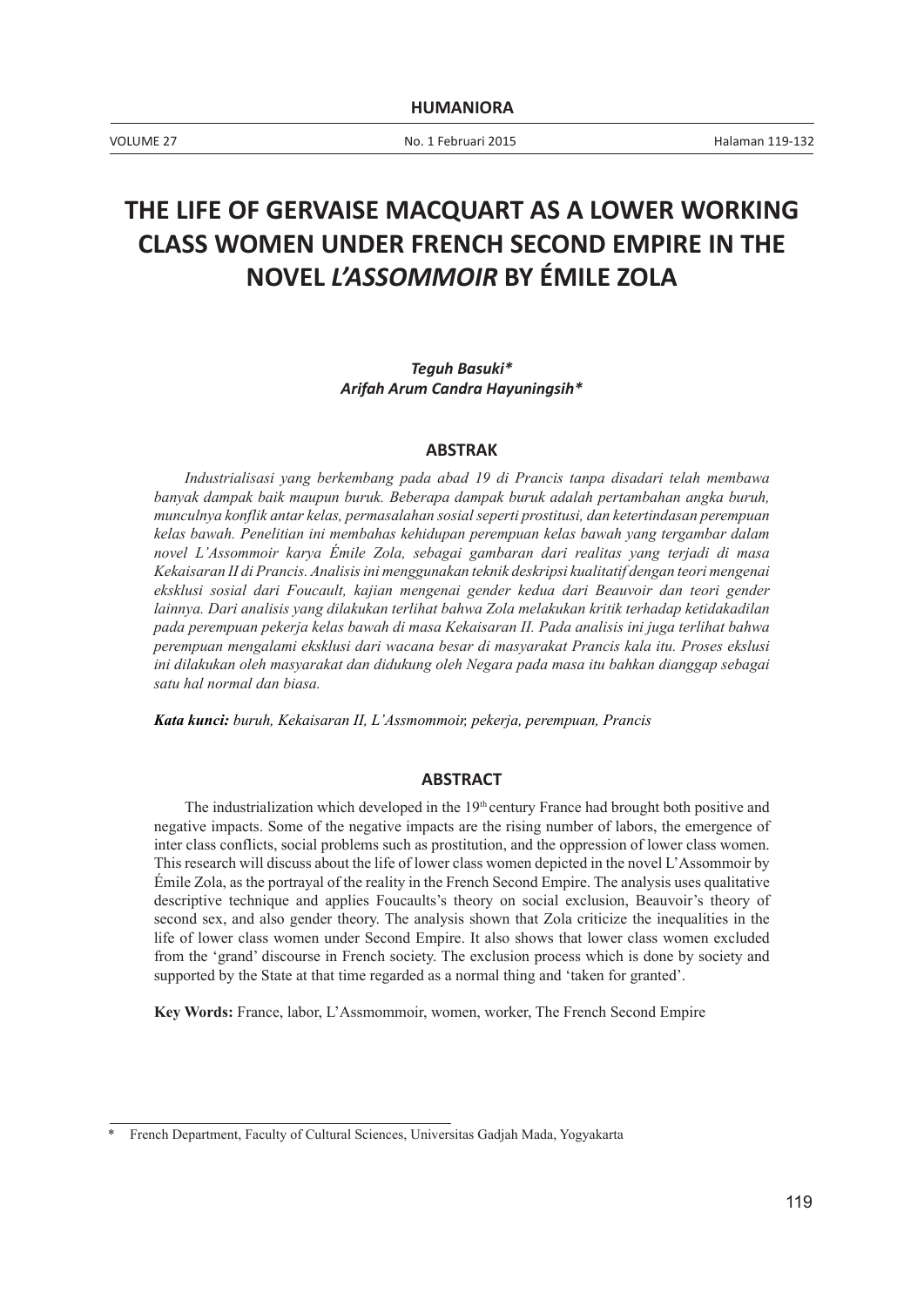# THE LIFE OF GERVAISE MACQUART AS A LOWER WORKING CLASS WOMEN UNDER FRENCH SECOND EMPIRE IN THE NOVEL *L'ASSOMMOIR* BY ÉMILE ZOLA

***Teguh Basuki****
***Arifah Arum Candra Hayuningsih****

## ABSTRAK

*Industrialisasi yang berkembang pada abad 19 di Prancis tanpa disadari telah membawa banyak dampak baik maupun buruk. Beberapa dampak buruk adalah pertambahan angka buruh, munculnya konflik antar kelas, permasalahan sosial seperti prostitusi, dan ketertindasan perempuan kelas bawah. Penelitian ini membahas kehidupan perempuan kelas bawah yang tergambar dalam novel L'Assommoir karya Émile Zola, sebagai gambaran dari realitas yang terjadi di masa Kekaisaran II di Prancis. Analisis ini menggunakan teknik deskripsi kualitatif dengan teori mengenai eksklusi sosial dari Foucault, kajian mengenai gender kedua dari Beauvoir dan teori gender lainnya. Dari analisis yang dilakukan terlihat bahwa Zola melakukan kritik terhadap ketidakadilan pada perempuan pekerja kelas bawah di masa Kekaisaran II. Pada analisis ini juga terlihat bahwa perempuan mengalami eksklusi dari wacana besar di masyarakat Prancis kala itu. Proses ekslusi ini dilakukan oleh masyarakat dan didukung oleh Negara pada masa itu bahkan dianggap sebagai satu hal normal dan biasa.*

***Kata kunci:*** *buruh, Kekaisaran II, L'Assmommoir, pekerja, perempuan, Prancis*

## ABSTRACT

The industrialization which developed in the 19th century France had brought both positive and negative impacts. Some of the negative impacts are the rising number of labors, the emergence of inter class conflicts, social problems such as prostitution, and the oppression of lower class women. This research will discuss about the life of lower class women depicted in the novel L'Assommoir by Émile Zola, as the portrayal of the reality in the French Second Empire. The analysis uses qualitative descriptive technique and applies Foucaults's theory on social exclusion, Beauvoir's theory of second sex, and also gender theory. The analysis shown that Zola criticize the inequalities in the life of lower class women under Second Empire. It also shows that lower class women excluded from the 'grand' discourse in French society. The exclusion process which is done by society and supported by the State at that time regarded as a normal thing and 'taken for granted'.

**Key Words:** France, labor, L'Assmommoir, women, worker, The French Second Empire

---

\* French Department, Faculty of Cultural Sciences, Universitas Gadjah Mada, Yogyakarta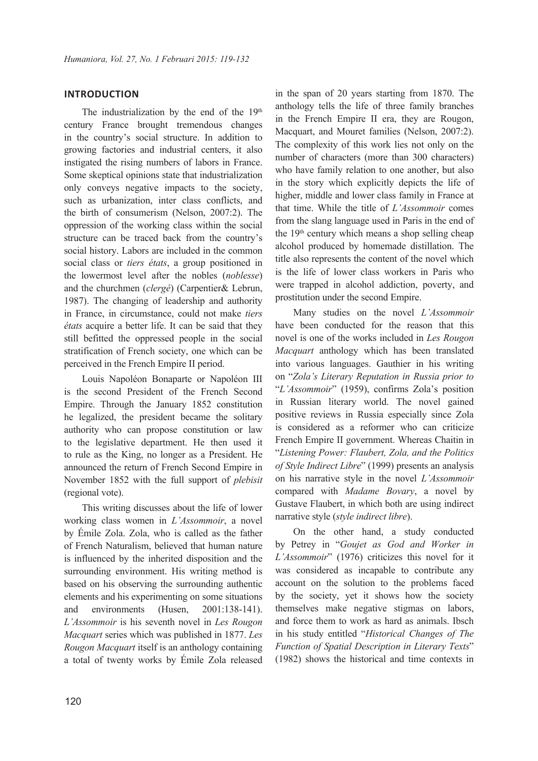## INTRODUCTION

The industrialization by the end of the 19th century France brought tremendous changes in the country's social structure. In addition to growing factories and industrial centers, it also instigated the rising numbers of labors in France. Some skeptical opinions state that industrialization only conveys negative impacts to the society, such as urbanization, inter class conflicts, and the birth of consumerism (Nelson, 2007:2). The oppression of the working class within the social structure can be traced back from the country's social history. Labors are included in the common social class or *tiers états*, a group positioned in the lowermost level after the nobles (*noblesse*) and the churchmen (*clergé*) (Carpentier& Lebrun, 1987). The changing of leadership and authority in France, in circumstance, could not make *tiers états* acquire a better life. It can be said that they still befitted the oppressed people in the social stratification of French society, one which can be perceived in the French Empire II period.

Louis Napoléon Bonaparte or Napoléon III is the second President of the French Second Empire. Through the January 1852 constitution he legalized, the president became the solitary authority who can propose constitution or law to the legislative department. He then used it to rule as the King, no longer as a President. He announced the return of French Second Empire in November 1852 with the full support of *plebisit* (regional vote).

This writing discusses about the life of lower working class women in *L'Assommoir*, a novel by Émile Zola. Zola, who is called as the father of French Naturalism, believed that human nature is influenced by the inherited disposition and the surrounding environment. His writing method is based on his observing the surrounding authentic elements and his experimenting on some situations and environments (Husen, 2001:138-141). *L'Assommoir* is his seventh novel in *Les Rougon Macquart* series which was published in 1877. *Les Rougon Macquart* itself is an anthology containing a total of twenty works by Émile Zola released in the span of 20 years starting from 1870. The anthology tells the life of three family branches in the French Empire II era, they are Rougon, Macquart, and Mouret families (Nelson, 2007:2). The complexity of this work lies not only on the number of characters (more than 300 characters) who have family relation to one another, but also in the story which explicitly depicts the life of higher, middle and lower class family in France at that time. While the title of *L'Assommoir* comes from the slang language used in Paris in the end of the 19th century which means a shop selling cheap alcohol produced by homemade distillation. The title also represents the content of the novel which is the life of lower class workers in Paris who were trapped in alcohol addiction, poverty, and prostitution under the second Empire.

Many studies on the novel *L'Assommoir* have been conducted for the reason that this novel is one of the works included in *Les Rougon Macquart* anthology which has been translated into various languages. Gauthier in his writing on "*Zola's Literary Reputation in Russia prior to* "*L'Assommoir*" (1959), confirms Zola's position in Russian literary world. The novel gained positive reviews in Russia especially since Zola is considered as a reformer who can criticize French Empire II government. Whereas Chaitin in "*Listening Power: Flaubert, Zola, and the Politics of Style Indirect Libre*" (1999) presents an analysis on his narrative style in the novel *L'Assommoir* compared with *Madame Bovary*, a novel by Gustave Flaubert, in which both are using indirect narrative style (*style indirect libre*).

On the other hand, a study conducted by Petrey in "*Goujet as God and Worker in L'Assommoir*" (1976) criticizes this novel for it was considered as incapable to contribute any account on the solution to the problems faced by the society, yet it shows how the society themselves make negative stigmas on labors, and force them to work as hard as animals. Ibsch in his study entitled "*Historical Changes of The Function of Spatial Description in Literary Texts*" (1982) shows the historical and time contexts in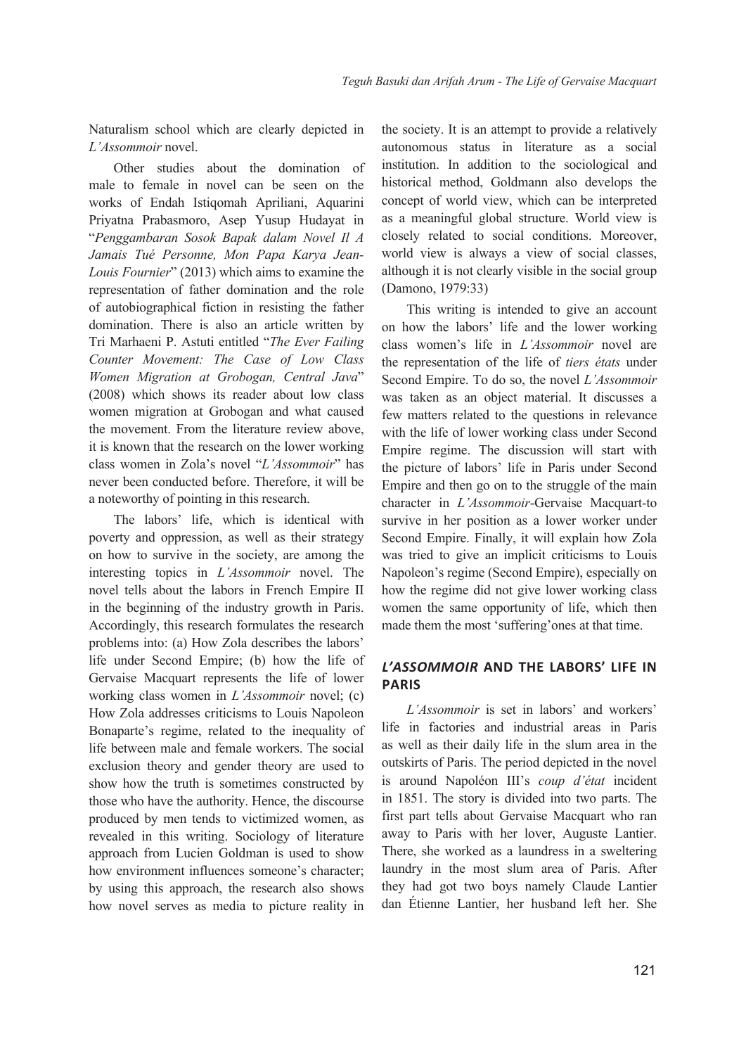Naturalism school which are clearly depicted in *L'Assommoir* novel.

Other studies about the domination of male to female in novel can be seen on the works of Endah Istiqomah Apriliani, Aquarini Priyatna Prabasmoro, Asep Yusup Hudayat in "*Penggambaran Sosok Bapak dalam Novel Il A Jamais Tué Personne, Mon Papa Karya Jean-Louis Fournier*" (2013) which aims to examine the representation of father domination and the role of autobiographical fiction in resisting the father domination. There is also an article written by Tri Marhaeni P. Astuti entitled "*The Ever Failing Counter Movement: The Case of Low Class Women Migration at Grobogan, Central Java*" (2008) which shows its reader about low class women migration at Grobogan and what caused the movement. From the literature review above, it is known that the research on the lower working class women in Zola's novel "*L'Assommoir*" has never been conducted before. Therefore, it will be a noteworthy of pointing in this research.

The labors' life, which is identical with poverty and oppression, as well as their strategy on how to survive in the society, are among the interesting topics in *L'Assommoir* novel. The novel tells about the labors in French Empire II in the beginning of the industry growth in Paris. Accordingly, this research formulates the research problems into: (a) How Zola describes the labors' life under Second Empire; (b) how the life of Gervaise Macquart represents the life of lower working class women in *L'Assommoir* novel; (c) How Zola addresses criticisms to Louis Napoleon Bonaparte's regime, related to the inequality of life between male and female workers. The social exclusion theory and gender theory are used to show how the truth is sometimes constructed by those who have the authority. Hence, the discourse produced by men tends to victimized women, as revealed in this writing. Sociology of literature approach from Lucien Goldman is used to show how environment influences someone's character; by using this approach, the research also shows how novel serves as media to picture reality in the society. It is an attempt to provide a relatively autonomous status in literature as a social institution. In addition to the sociological and historical method, Goldmann also develops the concept of world view, which can be interpreted as a meaningful global structure. World view is closely related to social conditions. Moreover, world view is always a view of social classes, although it is not clearly visible in the social group (Damono, 1979:33)

This writing is intended to give an account on how the labors' life and the lower working class women's life in *L'Assommoir* novel are the representation of the life of *tiers états* under Second Empire. To do so, the novel *L'Assommoir* was taken as an object material. It discusses a few matters related to the questions in relevance with the life of lower working class under Second Empire regime. The discussion will start with the picture of labors' life in Paris under Second Empire and then go on to the struggle of the main character in *L'Assommoir*-Gervaise Macquart-to survive in her position as a lower worker under Second Empire. Finally, it will explain how Zola was tried to give an implicit criticisms to Louis Napoleon's regime (Second Empire), especially on how the regime did not give lower working class women the same opportunity of life, which then made them the most 'suffering'ones at that time.

## *L'ASSOMMOIR* AND THE LABORS' LIFE IN PARIS

*L'Assommoir* is set in labors' and workers' life in factories and industrial areas in Paris as well as their daily life in the slum area in the outskirts of Paris. The period depicted in the novel is around Napoléon III's *coup d'état* incident in 1851. The story is divided into two parts. The first part tells about Gervaise Macquart who ran away to Paris with her lover, Auguste Lantier. There, she worked as a laundress in a sweltering laundry in the most slum area of Paris. After they had got two boys namely Claude Lantier dan Étienne Lantier, her husband left her. She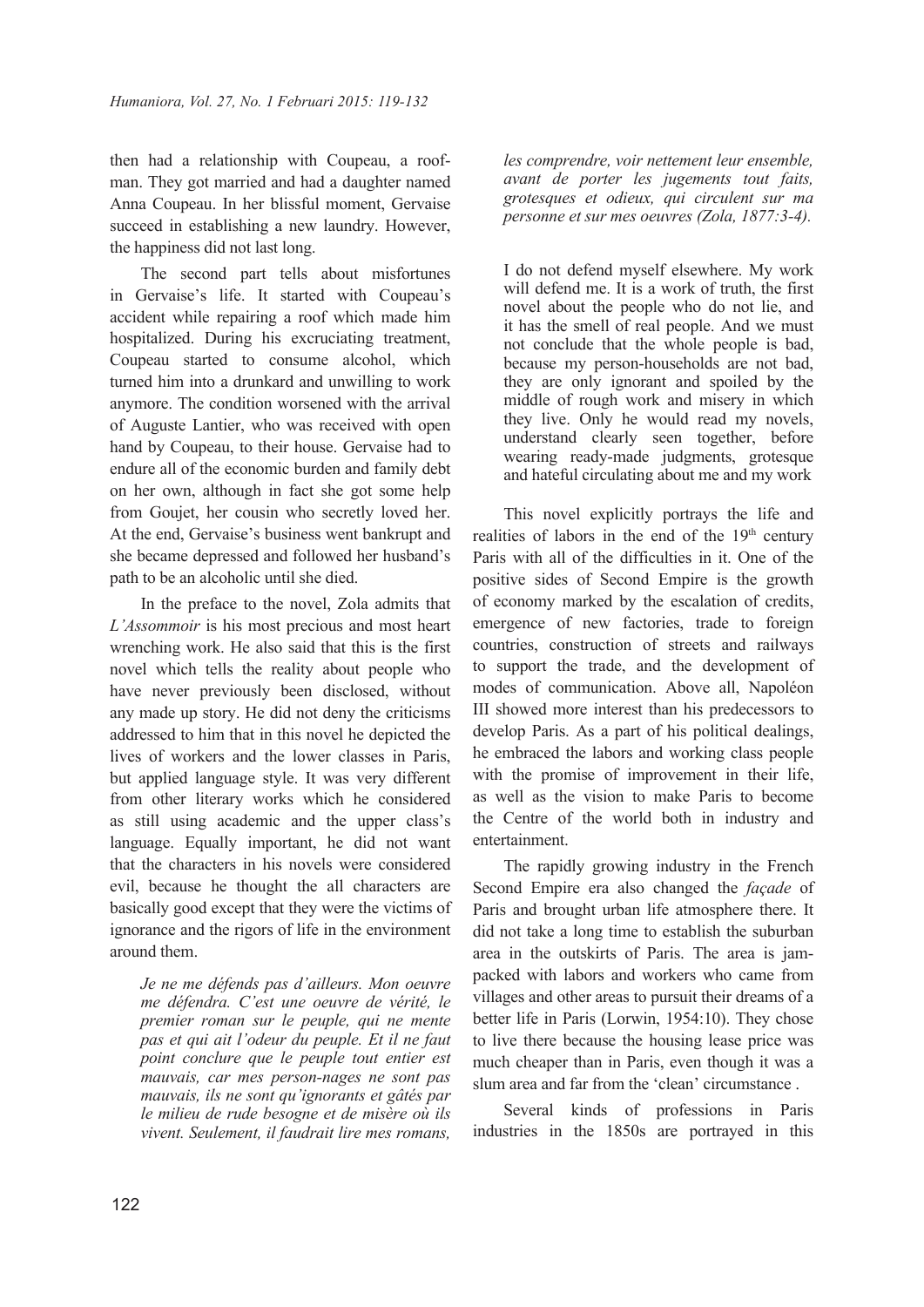then had a relationship with Coupeau, a roof-man. They got married and had a daughter named Anna Coupeau. In her blissful moment, Gervaise succeed in establishing a new laundry. However, the happiness did not last long.

The second part tells about misfortunes in Gervaise's life. It started with Coupeau's accident while repairing a roof which made him hospitalized. During his excruciating treatment, Coupeau started to consume alcohol, which turned him into a drunkard and unwilling to work anymore. The condition worsened with the arrival of Auguste Lantier, who was received with open hand by Coupeau, to their house. Gervaise had to endure all of the economic burden and family debt on her own, although in fact she got some help from Goujet, her cousin who secretly loved her. At the end, Gervaise's business went bankrupt and she became depressed and followed her husband's path to be an alcoholic until she died.

In the preface to the novel, Zola admits that *L'Assommoir* is his most precious and most heart wrenching work. He also said that this is the first novel which tells the reality about people who have never previously been disclosed, without any made up story. He did not deny the criticisms addressed to him that in this novel he depicted the lives of workers and the lower classes in Paris, but applied language style. It was very different from other literary works which he considered as still using academic and the upper class's language. Equally important, he did not want that the characters in his novels were considered evil, because he thought the all characters are basically good except that they were the victims of ignorance and the rigors of life in the environment around them.

> *Je ne me défends pas d'ailleurs. Mon oeuvre me défendra. C'est une oeuvre de vérité, le premier roman sur le peuple, qui ne mente pas et qui ait l'odeur du peuple. Et il ne faut point conclure que le peuple tout entier est mauvais, car mes person-nages ne sont pas mauvais, ils ne sont qu'ignorants et gâtés par le milieu de rude besogne et de misère où ils vivent. Seulement, il faudrait lire mes romans, les comprendre, voir nettement leur ensemble, avant de porter les jugements tout faits, grotesques et odieux, qui circulent sur ma personne et sur mes oeuvres (Zola, 1877:3-4).*

> I do not defend myself elsewhere. My work will defend me. It is a work of truth, the first novel about the people who do not lie, and it has the smell of real people. And we must not conclude that the whole people is bad, because my person-households are not bad, they are only ignorant and spoiled by the middle of rough work and misery in which they live. Only he would read my novels, understand clearly seen together, before wearing ready-made judgments, grotesque and hateful circulating about me and my work

This novel explicitly portrays the life and realities of labors in the end of the 19th century Paris with all of the difficulties in it. One of the positive sides of Second Empire is the growth of economy marked by the escalation of credits, emergence of new factories, trade to foreign countries, construction of streets and railways to support the trade, and the development of modes of communication. Above all, Napoléon III showed more interest than his predecessors to develop Paris. As a part of his political dealings, he embraced the labors and working class people with the promise of improvement in their life, as well as the vision to make Paris to become the Centre of the world both in industry and entertainment.

The rapidly growing industry in the French Second Empire era also changed the *façade* of Paris and brought urban life atmosphere there. It did not take a long time to establish the suburban area in the outskirts of Paris. The area is jam-packed with labors and workers who came from villages and other areas to pursuit their dreams of a better life in Paris (Lorwin, 1954:10). They chose to live there because the housing lease price was much cheaper than in Paris, even though it was a slum area and far from the 'clean' circumstance .

Several kinds of professions in Paris industries in the 1850s are portrayed in this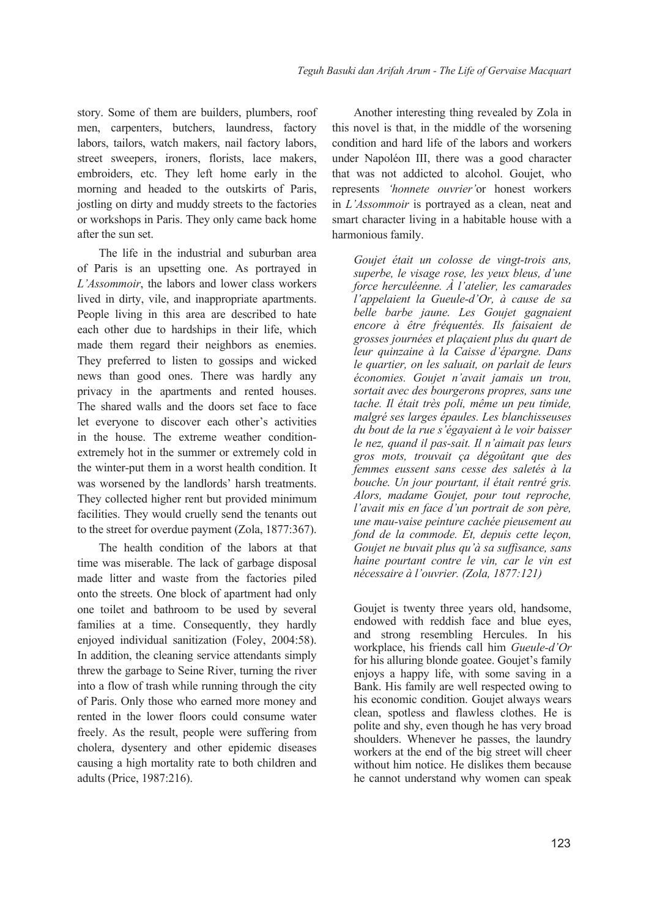story. Some of them are builders, plumbers, roof men, carpenters, butchers, laundress, factory labors, tailors, watch makers, nail factory labors, street sweepers, ironers, florists, lace makers, embroiders, etc. They left home early in the morning and headed to the outskirts of Paris, jostling on dirty and muddy streets to the factories or workshops in Paris. They only came back home after the sun set.

The life in the industrial and suburban area of Paris is an upsetting one. As portrayed in *L'Assommoir*, the labors and lower class workers lived in dirty, vile, and inappropriate apartments. People living in this area are described to hate each other due to hardships in their life, which made them regard their neighbors as enemies. They preferred to listen to gossips and wicked news than good ones. There was hardly any privacy in the apartments and rented houses. The shared walls and the doors set face to face let everyone to discover each other's activities in the house. The extreme weather condition-extremely hot in the summer or extremely cold in the winter-put them in a worst health condition. It was worsened by the landlords' harsh treatments. They collected higher rent but provided minimum facilities. They would cruelly send the tenants out to the street for overdue payment (Zola, 1877:367).

The health condition of the labors at that time was miserable. The lack of garbage disposal made litter and waste from the factories piled onto the streets. One block of apartment had only one toilet and bathroom to be used by several families at a time. Consequently, they hardly enjoyed individual sanitization (Foley, 2004:58). In addition, the cleaning service attendants simply threw the garbage to Seine River, turning the river into a flow of trash while running through the city of Paris. Only those who earned more money and rented in the lower floors could consume water freely. As the result, people were suffering from cholera, dysentery and other epidemic diseases causing a high mortality rate to both children and adults (Price, 1987:216).

Another interesting thing revealed by Zola in this novel is that, in the middle of the worsening condition and hard life of the labors and workers under Napoléon III, there was a good character that was not addicted to alcohol. Goujet, who represents *'honnete ouvrier'*or honest workers in *L'Assommoir* is portrayed as a clean, neat and smart character living in a habitable house with a harmonious family.

> *Goujet était un colosse de vingt-trois ans, superbe, le visage rose, les yeux bleus, d'une force herculéenne. À l'atelier, les camarades l'appelaient la Gueule-d'Or, à cause de sa belle barbe jaune. Les Goujet gagnaient encore à être fréquentés. Ils faisaient de grosses journées et plaçaient plus du quart de leur quinzaine à la Caisse d'épargne. Dans le quartier, on les saluait, on parlait de leurs économies. Goujet n'avait jamais un trou, sortait avec des bourgerons propres, sans une tache. Il était très poli, même un peu timide, malgré ses larges épaules. Les blanchisseuses du bout de la rue s'égayaient à le voir baisser le nez, quand il pas-sait. Il n'aimait pas leurs gros mots, trouvait ça dégoûtant que des femmes eussent sans cesse des saletés à la bouche. Un jour pourtant, il était rentré gris. Alors, madame Goujet, pour tout reproche, l'avait mis en face d'un portrait de son père, une mau-vaise peinture cachée pieusement au fond de la commode. Et, depuis cette leçon, Goujet ne buvait plus qu'à sa suffisance, sans haine pourtant contre le vin, car le vin est nécessaire à l'ouvrier. (Zola, 1877:121)*

> Goujet is twenty three years old, handsome, endowed with reddish face and blue eyes, and strong resembling Hercules. In his workplace, his friends call him *Gueule-d'Or* for his alluring blonde goatee. Goujet's family enjoys a happy life, with some saving in a Bank. His family are well respected owing to his economic condition. Goujet always wears clean, spotless and flawless clothes. He is polite and shy, even though he has very broad shoulders. Whenever he passes, the laundry workers at the end of the big street will cheer without him notice. He dislikes them because he cannot understand why women can speak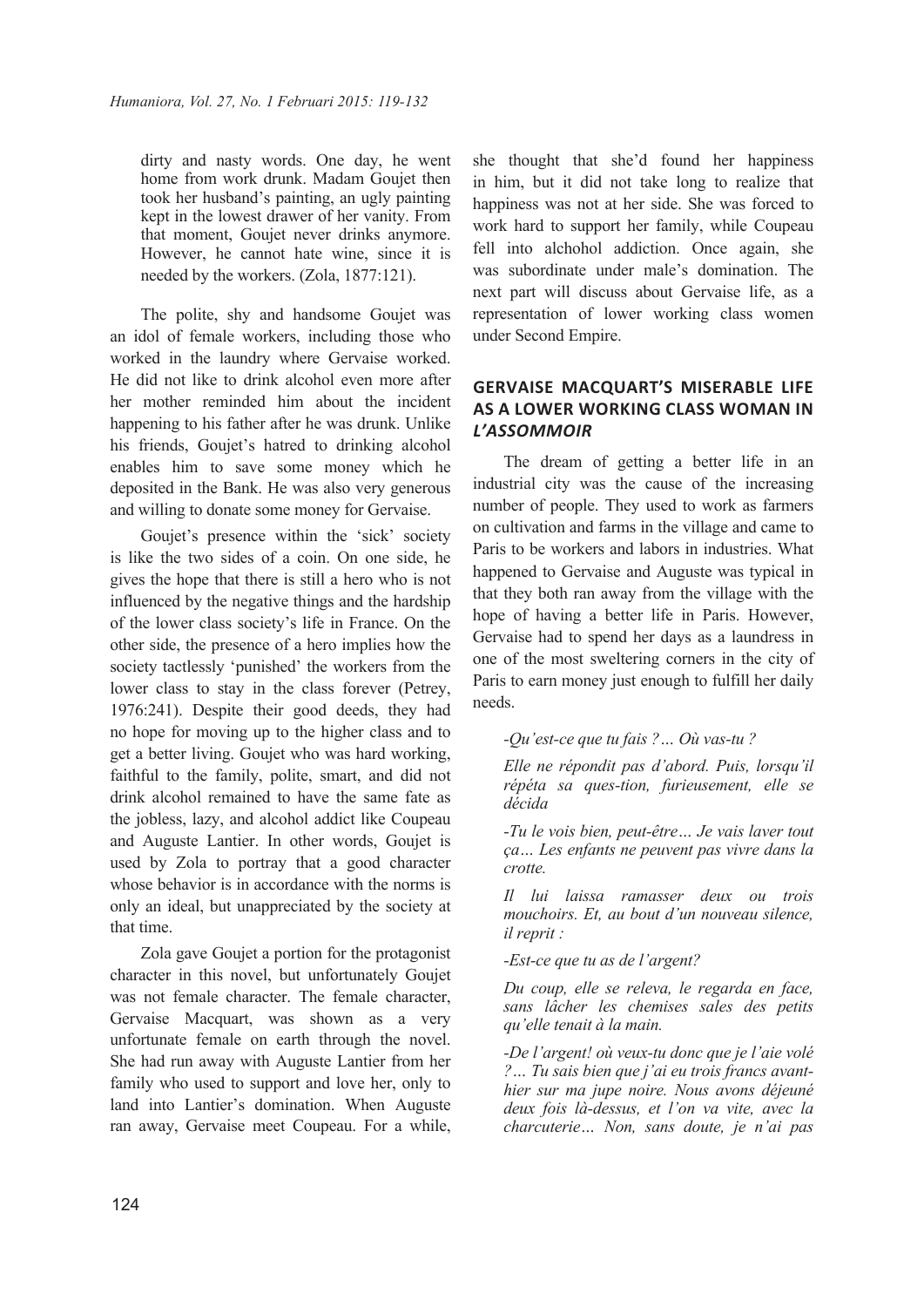dirty and nasty words. One day, he went home from work drunk. Madam Goujet then took her husband's painting, an ugly painting kept in the lowest drawer of her vanity. From that moment, Goujet never drinks anymore. However, he cannot hate wine, since it is needed by the workers. (Zola, 1877:121).

The polite, shy and handsome Goujet was an idol of female workers, including those who worked in the laundry where Gervaise worked. He did not like to drink alcohol even more after her mother reminded him about the incident happening to his father after he was drunk. Unlike his friends, Goujet's hatred to drinking alcohol enables him to save some money which he deposited in the Bank. He was also very generous and willing to donate some money for Gervaise.

Goujet's presence within the 'sick' society is like the two sides of a coin. On one side, he gives the hope that there is still a hero who is not influenced by the negative things and the hardship of the lower class society's life in France. On the other side, the presence of a hero implies how the society tactlessly 'punished' the workers from the lower class to stay in the class forever (Petrey, 1976:241). Despite their good deeds, they had no hope for moving up to the higher class and to get a better living. Goujet who was hard working, faithful to the family, polite, smart, and did not drink alcohol remained to have the same fate as the jobless, lazy, and alcohol addict like Coupeau and Auguste Lantier. In other words, Goujet is used by Zola to portray that a good character whose behavior is in accordance with the norms is only an ideal, but unappreciated by the society at that time.

Zola gave Goujet a portion for the protagonist character in this novel, but unfortunately Goujet was not female character. The female character, Gervaise Macquart, was shown as a very unfortunate female on earth through the novel. She had run away with Auguste Lantier from her family who used to support and love her, only to land into Lantier's domination. When Auguste ran away, Gervaise meet Coupeau. For a while, she thought that she'd found her happiness in him, but it did not take long to realize that happiness was not at her side. She was forced to work hard to support her family, while Coupeau fell into alchohol addiction. Once again, she was subordinate under male's domination. The next part will discuss about Gervaise life, as a representation of lower working class women under Second Empire.

## GERVAISE MACQUART'S MISERABLE LIFE AS A LOWER WORKING CLASS WOMAN IN *L'ASSOMMOIR*

The dream of getting a better life in an industrial city was the cause of the increasing number of people. They used to work as farmers on cultivation and farms in the village and came to Paris to be workers and labors in industries. What happened to Gervaise and Auguste was typical in that they both ran away from the village with the hope of having a better life in Paris. However, Gervaise had to spend her days as a laundress in one of the most sweltering corners in the city of Paris to earn money just enough to fulfill her daily needs.

> *-Qu'est-ce que tu fais ?… Où vas-tu ?*
>
> *Elle ne répondit pas d'abord. Puis, lorsqu'il répéta sa ques-tion, furieusement, elle se décida*
>
> *-Tu le vois bien, peut-être… Je vais laver tout ça… Les enfants ne peuvent pas vivre dans la crotte.*
>
> *Il lui laissa ramasser deux ou trois mouchoirs. Et, au bout d'un nouveau silence, il reprit :*
>
> *-Est-ce que tu as de l'argent?*
>
> *Du coup, elle se releva, le regarda en face, sans lâcher les chemises sales des petits qu'elle tenait à la main.*
>
> *-De l'argent! où veux-tu donc que je l'aie volé ?… Tu sais bien que j'ai eu trois francs avant-hier sur ma jupe noire. Nous avons déjeuné deux fois là-dessus, et l'on va vite, avec la charcuterie… Non, sans doute, je n'ai pas*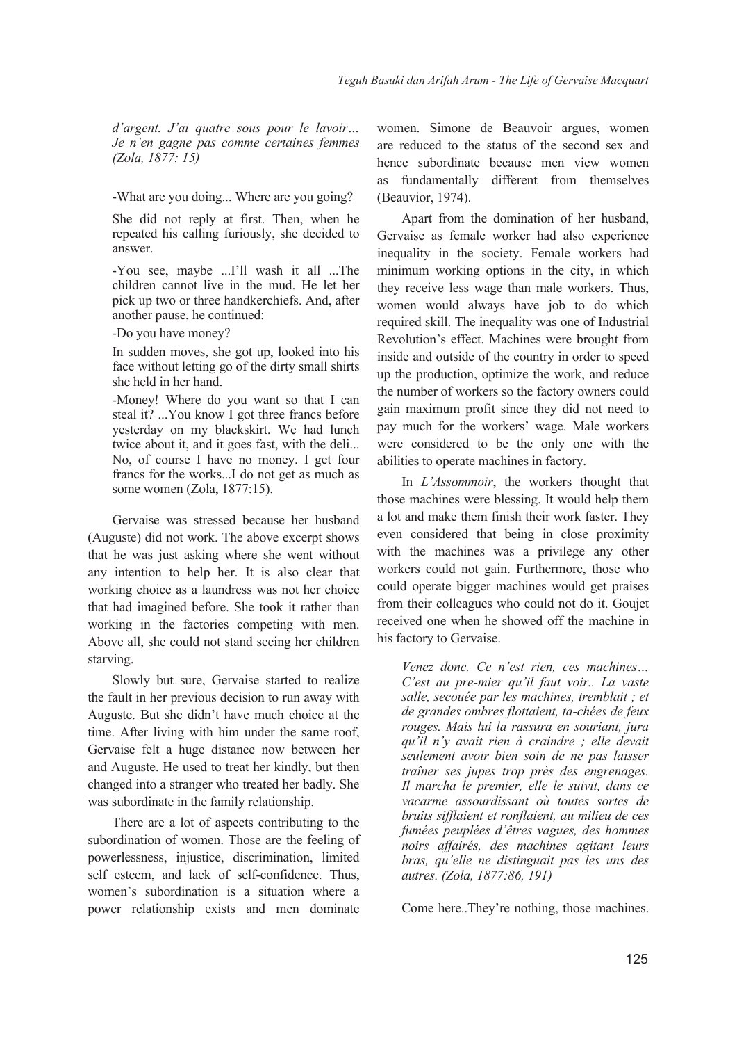*d'argent. J'ai quatre sous pour le lavoir… Je n'en gagne pas comme certaines femmes (Zola, 1877: 15)*

-What are you doing... Where are you going?

She did not reply at first. Then, when he repeated his calling furiously, she decided to answer.

-You see, maybe ...I'll wash it all ...The children cannot live in the mud. He let her pick up two or three handkerchiefs. And, after another pause, he continued:

-Do you have money?

In sudden moves, she got up, looked into his face without letting go of the dirty small shirts she held in her hand.

-Money! Where do you want so that I can steal it? ...You know I got three francs before yesterday on my blackskirt. We had lunch twice about it, and it goes fast, with the deli... No, of course I have no money. I get four francs for the works...I do not get as much as some women (Zola, 1877:15).

Gervaise was stressed because her husband (Auguste) did not work. The above excerpt shows that he was just asking where she went without any intention to help her. It is also clear that working choice as a laundress was not her choice that had imagined before. She took it rather than working in the factories competing with men. Above all, she could not stand seeing her children starving.

Slowly but sure, Gervaise started to realize the fault in her previous decision to run away with Auguste. But she didn't have much choice at the time. After living with him under the same roof, Gervaise felt a huge distance now between her and Auguste. He used to treat her kindly, but then changed into a stranger who treated her badly. She was subordinate in the family relationship.

There are a lot of aspects contributing to the subordination of women. Those are the feeling of powerlessness, injustice, discrimination, limited self esteem, and lack of self-confidence. Thus, women's subordination is a situation where a power relationship exists and men dominate women. Simone de Beauvoir argues, women are reduced to the status of the second sex and hence subordinate because men view women as fundamentally different from themselves (Beauvior, 1974).

Apart from the domination of her husband, Gervaise as female worker had also experience inequality in the society. Female workers had minimum working options in the city, in which they receive less wage than male workers. Thus, women would always have job to do which required skill. The inequality was one of Industrial Revolution's effect. Machines were brought from inside and outside of the country in order to speed up the production, optimize the work, and reduce the number of workers so the factory owners could gain maximum profit since they did not need to pay much for the workers' wage. Male workers were considered to be the only one with the abilities to operate machines in factory.

In *L'Assommoir*, the workers thought that those machines were blessing. It would help them a lot and make them finish their work faster. They even considered that being in close proximity with the machines was a privilege any other workers could not gain. Furthermore, those who could operate bigger machines would get praises from their colleagues who could not do it. Goujet received one when he showed off the machine in his factory to Gervaise.

*Venez donc. Ce n'est rien, ces machines… C'est au pre-mier qu'il faut voir.. La vaste salle, secouée par les machines, tremblait ; et de grandes ombres flottaient, ta-chées de feux rouges. Mais lui la rassura en souriant, jura qu'il n'y avait rien à craindre ; elle devait seulement avoir bien soin de ne pas laisser traîner ses jupes trop près des engrenages. Il marcha le premier, elle le suivit, dans ce vacarme assourdissant où toutes sortes de bruits sifflaient et ronflaient, au milieu de ces fumées peuplées d'êtres vagues, des hommes noirs affairés, des machines agitant leurs bras, qu'elle ne distinguait pas les uns des autres. (Zola, 1877:86, 191)*

Come here..They're nothing, those machines.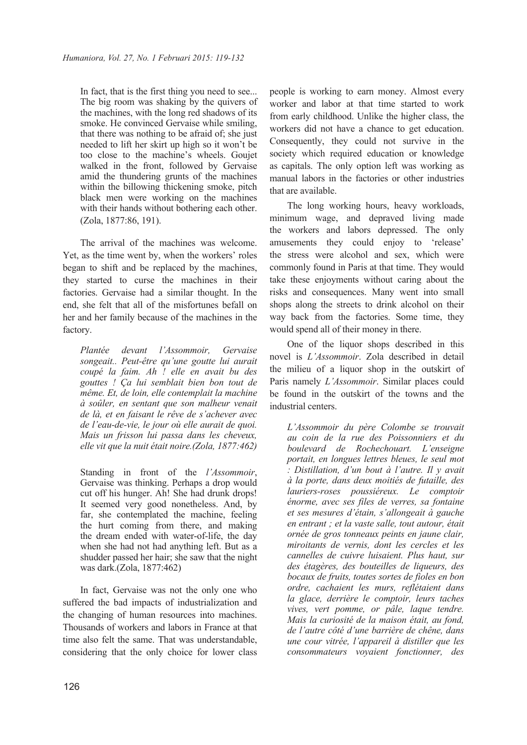> In fact, that is the first thing you need to see... The big room was shaking by the quivers of the machines, with the long red shadows of its smoke. He convinced Gervaise while smiling, that there was nothing to be afraid of; she just needed to lift her skirt up high so it won't be too close to the machine's wheels. Goujet walked in the front, followed by Gervaise amid the thundering grunts of the machines within the billowing thickening smoke, pitch black men were working on the machines with their hands without bothering each other. (Zola, 1877:86, 191).

The arrival of the machines was welcome. Yet, as the time went by, when the workers' roles began to shift and be replaced by the machines, they started to curse the machines in their factories. Gervaise had a similar thought. In the end, she felt that all of the misfortunes befall on her and her family because of the machines in the factory.

> *Plantée devant l'Assommoir, Gervaise songeait.. Peut-être qu'une goutte lui aurait coupé la faim. Ah ! elle en avait bu des gouttes ! Ça lui semblait bien bon tout de même. Et, de loin, elle contemplait la machine à soûler, en sentant que son malheur venait de là, et en faisant le rêve de s'achever avec de l'eau-de-vie, le jour où elle aurait de quoi. Mais un frisson lui passa dans les cheveux, elle vit que la nuit était noire.(Zola, 1877:462)*

> Standing in front of the *l'Assommoir*, Gervaise was thinking. Perhaps a drop would cut off his hunger. Ah! She had drunk drops! It seemed very good nonetheless. And, by far, she contemplated the machine, feeling the hurt coming from there, and making the dream ended with water-of-life, the day when she had not had anything left. But as a shudder passed her hair; she saw that the night was dark.(Zola, 1877:462)

In fact, Gervaise was not the only one who suffered the bad impacts of industrialization and the changing of human resources into machines. Thousands of workers and labors in France at that time also felt the same. That was understandable, considering that the only choice for lower class people is working to earn money. Almost every worker and labor at that time started to work from early childhood. Unlike the higher class, the workers did not have a chance to get education. Consequently, they could not survive in the society which required education or knowledge as capitals. The only option left was working as manual labors in the factories or other industries that are available.

The long working hours, heavy workloads, minimum wage, and depraved living made the workers and labors depressed. The only amusements they could enjoy to 'release' the stress were alcohol and sex, which were commonly found in Paris at that time. They would take these enjoyments without caring about the risks and consequences. Many went into small shops along the streets to drink alcohol on their way back from the factories. Some time, they would spend all of their money in there.

One of the liquor shops described in this novel is *L'Assommoir*. Zola described in detail the milieu of a liquor shop in the outskirt of Paris namely *L'Assommoir*. Similar places could be found in the outskirt of the towns and the industrial centers.

> *L'Assommoir du père Colombe se trouvait au coin de la rue des Poissonniers et du boulevard de Rochechouart. L'enseigne portait, en longues lettres bleues, le seul mot : Distillation, d'un bout à l'autre. Il y avait à la porte, dans deux moitiés de futaille, des lauriers-roses poussiéreux. Le comptoir énorme, avec ses files de verres, sa fontaine et ses mesures d'étain, s'allongeait à gauche en entrant ; et la vaste salle, tout autour, était ornée de gros tonneaux peints en jaune clair, miroitants de vernis, dont les cercles et les cannelles de cuivre luisaient. Plus haut, sur des étagères, des bouteilles de liqueurs, des bocaux de fruits, toutes sortes de fioles en bon ordre, cachaient les murs, reflétaient dans la glace, derrière le comptoir, leurs taches vives, vert pomme, or pâle, laque tendre. Mais la curiosité de la maison était, au fond, de l'autre côté d'une barrière de chêne, dans une cour vitrée, l'appareil à distiller que les consommateurs voyaient fonctionner, des*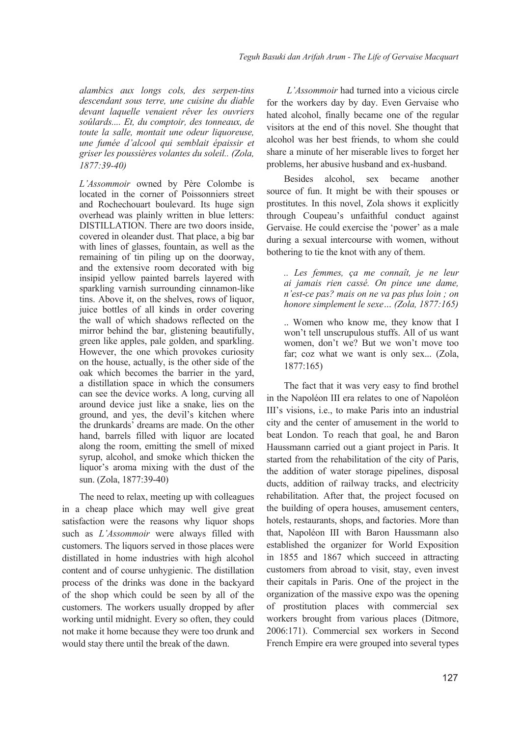*alambics aux longs cols, des serpen-tins descendant sous terre, une cuisine du diable devant laquelle venaient rêver les ouvriers soûlards.... Et, du comptoir, des tonneaux, de toute la salle, montait une odeur liquoreuse, une fumée d'alcool qui semblait épaissir et griser les poussières volantes du soleil.. (Zola, 1877:39-40)*

> *L'Assommoir* owned by Père Colombe is located in the corner of Poissonniers street and Rochechouart boulevard. Its huge sign overhead was plainly written in blue letters: DISTILLATION. There are two doors inside, covered in oleander dust. That place, a big bar with lines of glasses, fountain, as well as the remaining of tin piling up on the doorway, and the extensive room decorated with big insipid yellow painted barrels layered with sparkling varnish surrounding cinnamon-like tins. Above it, on the shelves, rows of liquor, juice bottles of all kinds in order covering the wall of which shadows reflected on the mirror behind the bar, glistening beautifully, green like apples, pale golden, and sparkling. However, the one which provokes curiosity on the house, actually, is the other side of the oak which becomes the barrier in the yard, a distillation space in which the consumers can see the device works. A long, curving all around device just like a snake, lies on the ground, and yes, the devil's kitchen where the drunkards' dreams are made. On the other hand, barrels filled with liquor are located along the room, emitting the smell of mixed syrup, alcohol, and smoke which thicken the liquor's aroma mixing with the dust of the sun. (Zola, 1877:39-40)

The need to relax, meeting up with colleagues in a cheap place which may well give great satisfaction were the reasons why liquor shops such as *L'Assommoir* were always filled with customers. The liquors served in those places were distillated in home industries with high alcohol content and of course unhygienic. The distillation process of the drinks was done in the backyard of the shop which could be seen by all of the customers. The workers usually dropped by after working until midnight. Every so often, they could not make it home because they were too drunk and would stay there until the break of the dawn.

*L'Assommoir* had turned into a vicious circle for the workers day by day. Even Gervaise who hated alcohol, finally became one of the regular visitors at the end of this novel. She thought that alcohol was her best friends, to whom she could share a minute of her miserable lives to forget her problems, her abusive husband and ex-husband.

Besides alcohol, sex became another source of fun. It might be with their spouses or prostitutes. In this novel, Zola shows it explicitly through Coupeau's unfaithful conduct against Gervaise. He could exercise the 'power' as a male during a sexual intercourse with women, without bothering to tie the knot with any of them.

> *.. Les femmes, ça me connaît, je ne leur ai jamais rien cassé. On pince une dame, n'est-ce pas? mais on ne va pas plus loin ; on honore simplement le sexe… (Zola, 1877:165)*

> .. Women who know me, they know that I won't tell unscrupulous stuffs. All of us want women, don't we? But we won't move too far; coz what we want is only sex... (Zola, 1877:165)

The fact that it was very easy to find brothel in the Napoléon III era relates to one of Napoléon III's visions, i.e., to make Paris into an industrial city and the center of amusement in the world to beat London. To reach that goal, he and Baron Haussmann carried out a giant project in Paris. It started from the rehabilitation of the city of Paris, the addition of water storage pipelines, disposal ducts, addition of railway tracks, and electricity rehabilitation. After that, the project focused on the building of opera houses, amusement centers, hotels, restaurants, shops, and factories. More than that, Napoléon III with Baron Haussmann also established the organizer for World Exposition in 1855 and 1867 which succeed in attracting customers from abroad to visit, stay, even invest their capitals in Paris. One of the project in the organization of the massive expo was the opening of prostitution places with commercial sex workers brought from various places (Ditmore, 2006:171). Commercial sex workers in Second French Empire era were grouped into several types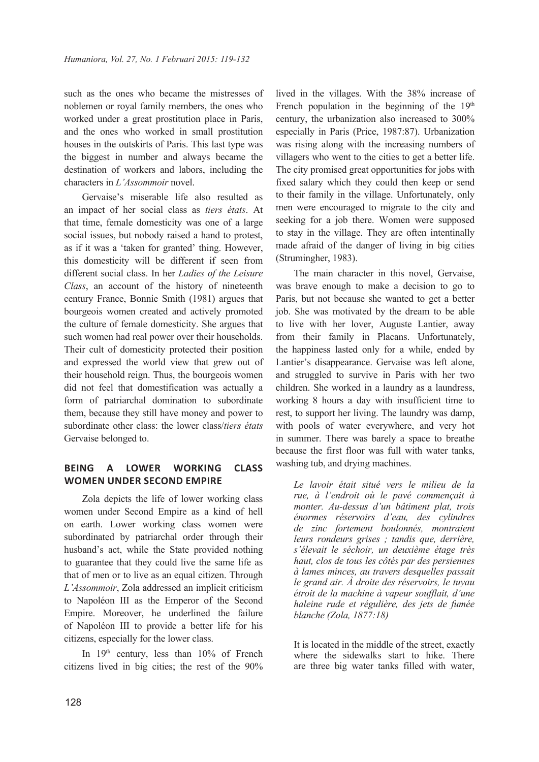such as the ones who became the mistresses of noblemen or royal family members, the ones who worked under a great prostitution place in Paris, and the ones who worked in small prostitution houses in the outskirts of Paris. This last type was the biggest in number and always became the destination of workers and labors, including the characters in *L'Assommoir* novel.

Gervaise's miserable life also resulted as an impact of her social class as *tiers états*. At that time, female domesticity was one of a large social issues, but nobody raised a hand to protest, as if it was a 'taken for granted' thing. However, this domesticity will be different if seen from different social class. In her *Ladies of the Leisure Class*, an account of the history of nineteenth century France, Bonnie Smith (1981) argues that bourgeois women created and actively promoted the culture of female domesticity. She argues that such women had real power over their households. Their cult of domesticity protected their position and expressed the world view that grew out of their household reign. Thus, the bourgeois women did not feel that domestification was actually a form of patriarchal domination to subordinate them, because they still have money and power to subordinate other class: the lower class/*tiers états* Gervaise belonged to.

## BEING A LOWER WORKING CLASS WOMEN UNDER SECOND EMPIRE

Zola depicts the life of lower working class women under Second Empire as a kind of hell on earth. Lower working class women were subordinated by patriarchal order through their husband's act, while the State provided nothing to guarantee that they could live the same life as that of men or to live as an equal citizen. Through *L'Assommoir*, Zola addressed an implicit criticism to Napoléon III as the Emperor of the Second Empire. Moreover, he underlined the failure of Napoléon III to provide a better life for his citizens, especially for the lower class.

In 19th century, less than 10% of French citizens lived in big cities; the rest of the 90% lived in the villages. With the 38% increase of French population in the beginning of the 19th century, the urbanization also increased to 300% especially in Paris (Price, 1987:87). Urbanization was rising along with the increasing numbers of villagers who went to the cities to get a better life. The city promised great opportunities for jobs with fixed salary which they could then keep or send to their family in the village. Unfortunately, only men were encouraged to migrate to the city and seeking for a job there. Women were supposed to stay in the village. They are often intentionally made afraid of the danger of living in big cities (Strumingher, 1983).

The main character in this novel, Gervaise, was brave enough to make a decision to go to Paris, but not because she wanted to get a better job. She was motivated by the dream to be able to live with her lover, Auguste Lantier, away from their family in Placans. Unfortunately, the happiness lasted only for a while, ended by Lantier's disappearance. Gervaise was left alone, and struggled to survive in Paris with her two children. She worked in a laundry as a laundress, working 8 hours a day with insufficient time to rest, to support her living. The laundry was damp, with pools of water everywhere, and very hot in summer. There was barely a space to breathe because the first floor was full with water tanks, washing tub, and drying machines.

> *Le lavoir était situé vers le milieu de la rue, à l'endroit où le pavé commençait à monter. Au-dessus d'un bâtiment plat, trois énormes réservoirs d'eau, des cylindres de zinc fortement boulonnés, montraient leurs rondeurs grises ; tandis que, derrière, s'élevait le séchoir, un deuxième étage très haut, clos de tous les côtés par des persiennes à lames minces, au travers desquelles passait le grand air. À droite des réservoirs, le tuyau étroit de la machine à vapeur soufflait, d'une haleine rude et régulière, des jets de fumée blanche (Zola, 1877:18)*

> It is located in the middle of the street, exactly where the sidewalks start to hike. There are three big water tanks filled with water,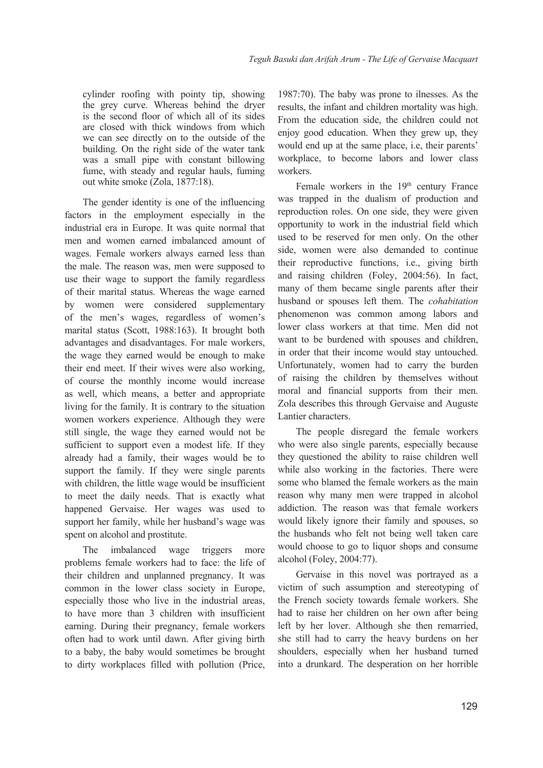> cylinder roofing with pointy tip, showing the grey curve. Whereas behind the dryer is the second floor of which all of its sides are closed with thick windows from which we can see directly on to the outside of the building. On the right side of the water tank was a small pipe with constant billowing fume, with steady and regular hauls, fuming out white smoke (Zola, 1877:18).

The gender identity is one of the influencing factors in the employment especially in the industrial era in Europe. It was quite normal that men and women earned imbalanced amount of wages. Female workers always earned less than the male. The reason was, men were supposed to use their wage to support the family regardless of their marital status. Whereas the wage earned by women were considered supplementary of the men's wages, regardless of women's marital status (Scott, 1988:163). It brought both advantages and disadvantages. For male workers, the wage they earned would be enough to make their end meet. If their wives were also working, of course the monthly income would increase as well, which means, a better and appropriate living for the family. It is contrary to the situation women workers experience. Although they were still single, the wage they earned would not be sufficient to support even a modest life. If they already had a family, their wages would be to support the family. If they were single parents with children, the little wage would be insufficient to meet the daily needs. That is exactly what happened Gervaise. Her wages was used to support her family, while her husband's wage was spent on alcohol and prostitute.

The imbalanced wage triggers more problems female workers had to face: the life of their children and unplanned pregnancy. It was common in the lower class society in Europe, especially those who live in the industrial areas, to have more than 3 children with insufficient earning. During their pregnancy, female workers often had to work until dawn. After giving birth to a baby, the baby would sometimes be brought to dirty workplaces filled with pollution (Price, 1987:70). The baby was prone to ilnesses. As the results, the infant and children mortality was high. From the education side, the children could not enjoy good education. When they grew up, they would end up at the same place, i.e, their parents' workplace, to become labors and lower class workers.

Female workers in the 19th century France was trapped in the dualism of production and reproduction roles. On one side, they were given opportunity to work in the industrial field which used to be reserved for men only. On the other side, women were also demanded to continue their reproductive functions, i.e., giving birth and raising children (Foley, 2004:56). In fact, many of them became single parents after their husband or spouses left them. The *cohabitation* phenomenon was common among labors and lower class workers at that time. Men did not want to be burdened with spouses and children, in order that their income would stay untouched. Unfortunately, women had to carry the burden of raising the children by themselves without moral and financial supports from their men. Zola describes this through Gervaise and Auguste Lantier characters.

The people disregard the female workers who were also single parents, especially because they questioned the ability to raise children well while also working in the factories. There were some who blamed the female workers as the main reason why many men were trapped in alcohol addiction. The reason was that female workers would likely ignore their family and spouses, so the husbands who felt not being well taken care would choose to go to liquor shops and consume alcohol (Foley, 2004:77).

Gervaise in this novel was portrayed as a victim of such assumption and stereotyping of the French society towards female workers. She had to raise her children on her own after being left by her lover. Although she then remarried, she still had to carry the heavy burdens on her shoulders, especially when her husband turned into a drunkard. The desperation on her horrible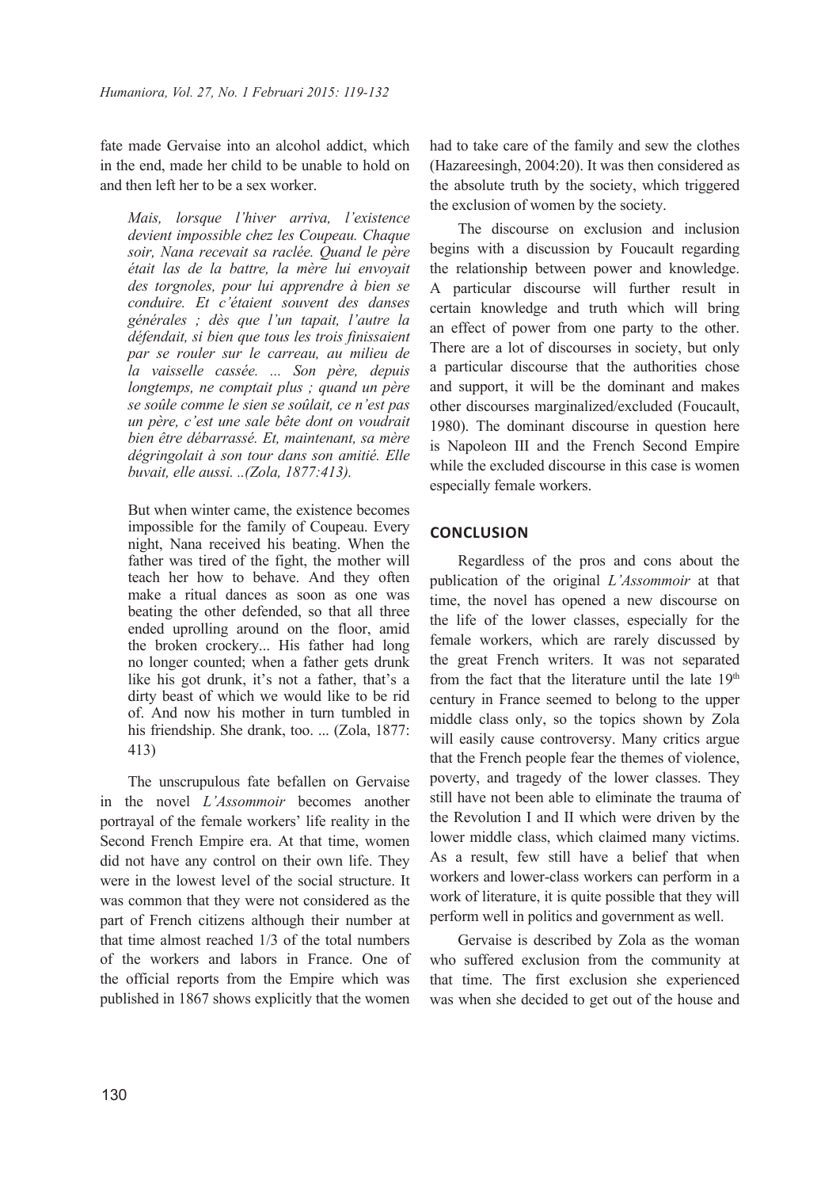fate made Gervaise into an alcohol addict, which in the end, made her child to be unable to hold on and then left her to be a sex worker.

> *Mais, lorsque l'hiver arriva, l'existence devient impossible chez les Coupeau. Chaque soir, Nana recevait sa raclée. Quand le père était las de la battre, la mère lui envoyait des torgnoles, pour lui apprendre à bien se conduire. Et c'étaient souvent des danses générales ; dès que l'un tapait, l'autre la défendait, si bien que tous les trois finissaient par se rouler sur le carreau, au milieu de la vaisselle cassée. ... Son père, depuis longtemps, ne comptait plus ; quand un père se soûle comme le sien se soûlait, ce n'est pas un père, c'est une sale bête dont on voudrait bien être débarrassé. Et, maintenant, sa mère dégringolait à son tour dans son amitié. Elle buvait, elle aussi. ..(Zola, 1877:413).*

> But when winter came, the existence becomes impossible for the family of Coupeau. Every night, Nana received his beating. When the father was tired of the fight, the mother will teach her how to behave. And they often make a ritual dances as soon as one was beating the other defended, so that all three ended uprolling around on the floor, amid the broken crockery... His father had long no longer counted; when a father gets drunk like his got drunk, it's not a father, that's a dirty beast of which we would like to be rid of. And now his mother in turn tumbled in his friendship. She drank, too. ... (Zola, 1877: 413)

The unscrupulous fate befallen on Gervaise in the novel *L'Assommoir* becomes another portrayal of the female workers' life reality in the Second French Empire era. At that time, women did not have any control on their own life. They were in the lowest level of the social structure. It was common that they were not considered as the part of French citizens although their number at that time almost reached 1/3 of the total numbers of the workers and labors in France. One of the official reports from the Empire which was published in 1867 shows explicitly that the women had to take care of the family and sew the clothes (Hazareesingh, 2004:20). It was then considered as the absolute truth by the society, which triggered the exclusion of women by the society.

The discourse on exclusion and inclusion begins with a discussion by Foucault regarding the relationship between power and knowledge. A particular discourse will further result in certain knowledge and truth which will bring an effect of power from one party to the other. There are a lot of discourses in society, but only a particular discourse that the authorities chose and support, it will be the dominant and makes other discourses marginalized/excluded (Foucault, 1980). The dominant discourse in question here is Napoleon III and the French Second Empire while the excluded discourse in this case is women especially female workers.

## CONCLUSION

Regardless of the pros and cons about the publication of the original *L'Assommoir* at that time, the novel has opened a new discourse on the life of the lower classes, especially for the female workers, which are rarely discussed by the great French writers. It was not separated from the fact that the literature until the late 19th century in France seemed to belong to the upper middle class only, so the topics shown by Zola will easily cause controversy. Many critics argue that the French people fear the themes of violence, poverty, and tragedy of the lower classes. They still have not been able to eliminate the trauma of the Revolution I and II which were driven by the lower middle class, which claimed many victims. As a result, few still have a belief that when workers and lower-class workers can perform in a work of literature, it is quite possible that they will perform well in politics and government as well.

Gervaise is described by Zola as the woman who suffered exclusion from the community at that time. The first exclusion she experienced was when she decided to get out of the house and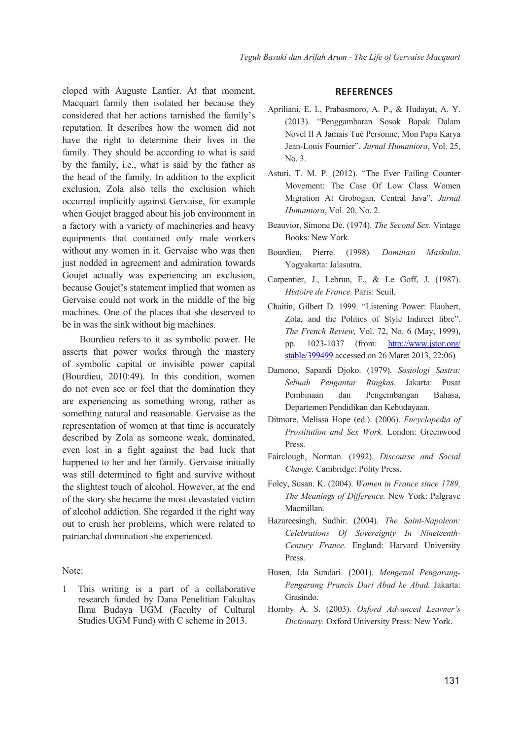eloped with Auguste Lantier. At that moment, Macquart family then isolated her because they considered that her actions tarnished the family's reputation. It describes how the women did not have the right to determine their lives in the family. They should be according to what is said by the family, i.e., what is said by the father as the head of the family. In addition to the explicit exclusion, Zola also tells the exclusion which occurred implicitly against Gervaise, for example when Goujet bragged about his job environment in a factory with a variety of machineries and heavy equipments that contained only male workers without any women in it. Gervaise who was then just nodded in agreement and admiration towards Goujet actually was experiencing an exclusion, because Goujet's statement implied that women as Gervaise could not work in the middle of the big machines. One of the places that she deserved to be in was the sink without big machines.

Bourdieu refers to it as symbolic power. He asserts that power works through the mastery of symbolic capital or invisible power capital (Bourdieu, 2010:49). In this condition, women do not even see or feel that the domination they are experiencing as something wrong, rather as something natural and reasonable. Gervaise as the representation of women at that time is accurately described by Zola as someone weak, dominated, even lost in a fight against the bad luck that happened to her and her family. Gervaise initially was still determined to fight and survive without the slightest touch of alcohol. However, at the end of the story she became the most devastated victim of alcohol addiction. She regarded it the right way out to crush her problems, which were related to patriarchal domination she experienced.

Note:

1. This writing is a part of a collaborative research funded by Dana Penelitian Fakultas Ilmu Budaya UGM (Faculty of Cultural Studies UGM Fund) with C scheme in 2013.

## REFERENCES

Apriliani, E. I., Prabasmoro, A. P., & Hudayat, A. Y. (2013). "Penggambaran Sosok Bapak Dalam Novel Il A Jamais Tué Personne, Mon Papa Karya Jean-Louis Fournier". *Jurnal Humaniora*, Vol. 25, No. 3.

Astuti, T. M. P. (2012). "The Ever Failing Counter Movement: The Case Of Low Class Women Migration At Grobogan, Central Java". *Jurnal Humaniora*, Vol. 20, No. 2.

Beauvior, Simone De. (1974). *The Second Sex.* Vintage Books: New York.

Bourdieu, Pierre. (1998). *Dominasi Maskulin*. Yogyakarta: Jalasutra.

Carpentier, J., Lebrun, F., & Le Goff, J. (1987). *Histoire de France.* Paris: Seuil.

Chaitin, Gilbert D. 1999. "Listening Power: Flaubert, Zola, and the Politics of Style Indirect libre". *The French Review,* Vol. 72, No. 6 (May, 1999), pp. 1023-1037 (from: http://www.jstor.org/stable/399499 accessed on 26 Maret 2013, 22:06)

Damono, Sapardi Djoko. (1979). *Sosiologi Sastra: Sebuah Pengantar Ringkas.* Jakarta: Pusat Pembinaan dan Pengembangan Bahasa, Departemen Pendidikan dan Kebudayaan.

Ditmore, Melissa Hope (ed.). (2006). *Encyclopedia of Prostitution and Sex Work.* London: Greenwood Press.

Fairclough, Norman. (1992). *Discourse and Social Change.* Cambridge: Polity Press.

Foley, Susan. K. (2004). *Women in France since 1789, The Meanings of Difference.* New York: Palgrave Macmillan.

Hazareesingh, Sudhir. (2004). *The Saint-Napoleon: Celebrations Of Sovereignty In Nineteenth-Century France.* England: Harvard University Press.

Husen, Ida Sundari. (2001). *Mengenal Pengarang-Pengarang Prancis Dari Abad ke Abad.* Jakarta: Grasindo.

Hornby A. S. (2003). *Oxford Advanced Learner's Dictionary.* Oxford University Press: New York.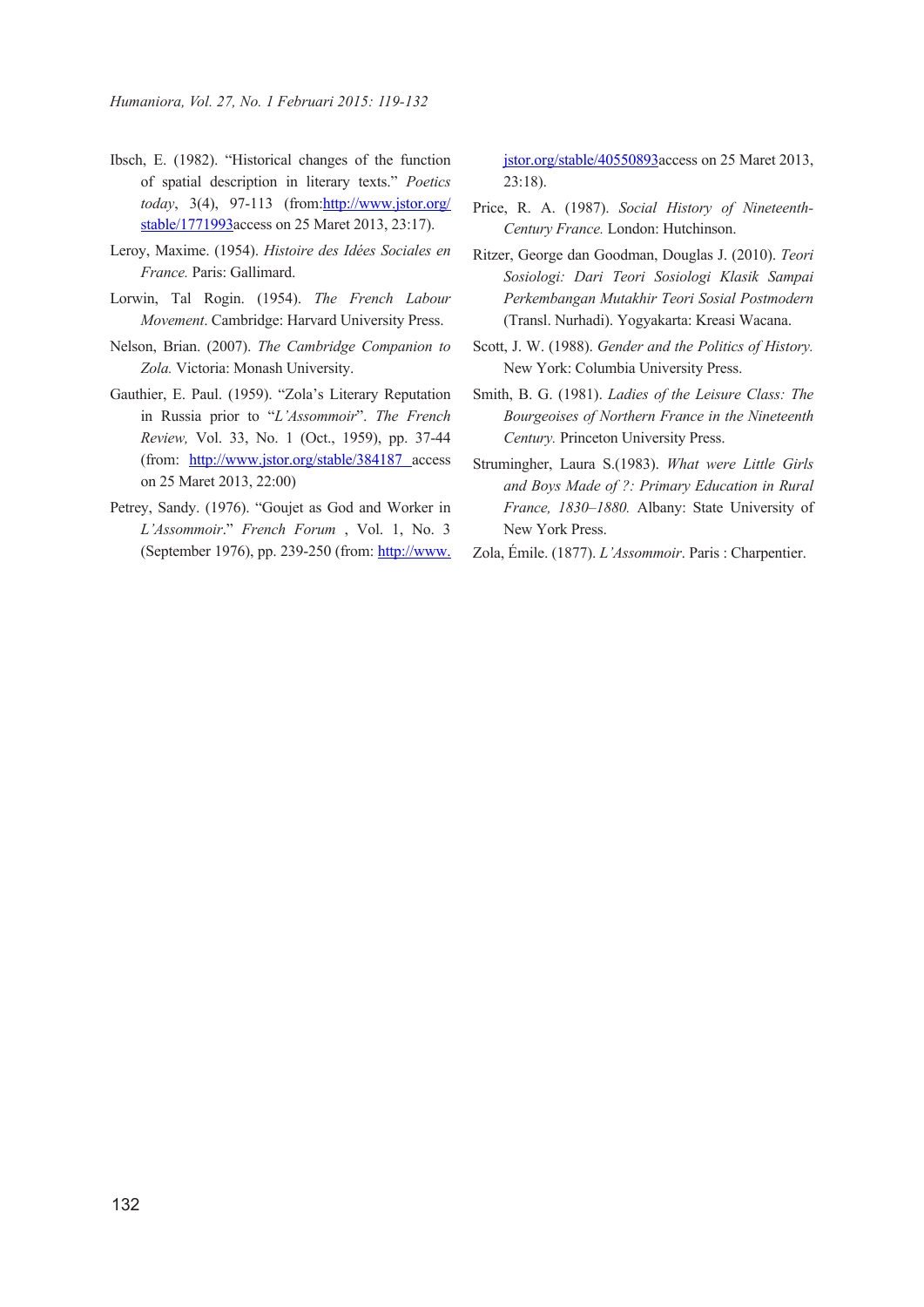Ibsch, E. (1982). "Historical changes of the function of spatial description in literary texts." *Poetics today*, 3(4), 97-113 (from:http://www.jstor.org/stable/1771993access on 25 Maret 2013, 23:17).

Leroy, Maxime. (1954). *Histoire des Idées Sociales en France.* Paris: Gallimard.

Lorwin, Tal Rogin. (1954). *The French Labour Movement*. Cambridge: Harvard University Press.

Nelson, Brian. (2007). *The Cambridge Companion to Zola.* Victoria: Monash University.

Gauthier, E. Paul. (1959). "Zola's Literary Reputation in Russia prior to "*L'Assommoir*". *The French Review,* Vol. 33, No. 1 (Oct., 1959), pp. 37-44 (from: http://www.jstor.org/stable/384187 access on 25 Maret 2013, 22:00)

Petrey, Sandy. (1976). "Goujet as God and Worker in *L'Assommoir*." *French Forum* , Vol. 1, No. 3 (September 1976), pp. 239-250 (from: http://www.jstor.org/stable/40550893access on 25 Maret 2013, 23:18).

Price, R. A. (1987). *Social History of Nineteenth-Century France.* London: Hutchinson.

Ritzer, George dan Goodman, Douglas J. (2010). *Teori Sosiologi: Dari Teori Sosiologi Klasik Sampai Perkembangan Mutakhir Teori Sosial Postmodern* (Transl. Nurhadi). Yogyakarta: Kreasi Wacana.

Scott, J. W. (1988). *Gender and the Politics of History.* New York: Columbia University Press.

Smith, B. G. (1981). *Ladies of the Leisure Class: The Bourgeoises of Northern France in the Nineteenth Century.* Princeton University Press.

Strumingher, Laura S.(1983). *What were Little Girls and Boys Made of ?: Primary Education in Rural France, 1830–1880.* Albany: State University of New York Press.

Zola, Émile. (1877). *L'Assommoir*. Paris : Charpentier.